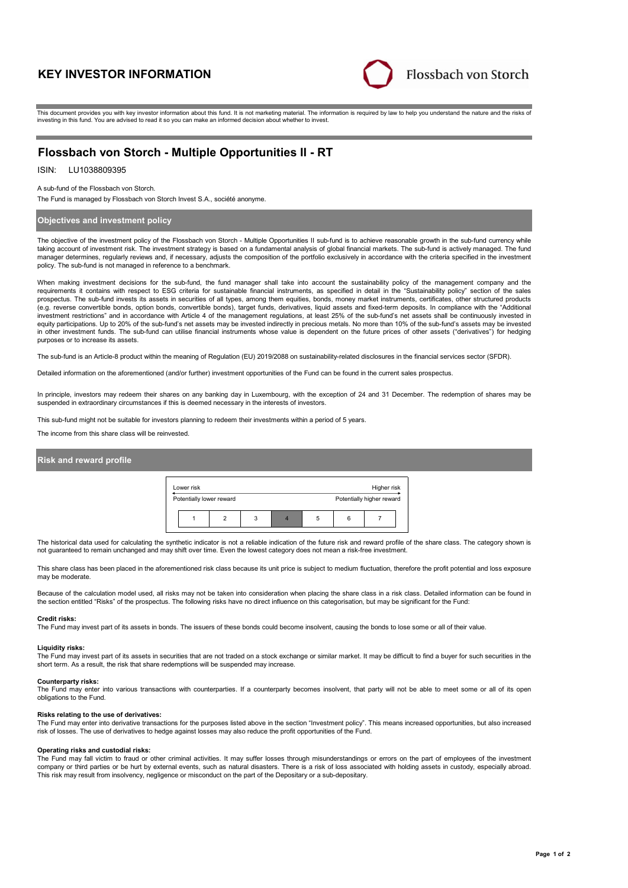# KEY INVESTOR INFORMATION

Flossbach von Storch

This document provides you with key investor information about this fund. It is not marketing material. The information is required by law to help you understand the nature and the risks of investing in this fund. You are advised to read it so you can make an informed decision about whether to invest.

## Flossbach von Storch - Multiple Opportunities II - RT

ISIN: LU1038809395

A sub-fund of the Flossbach von Storch.

The Fund is managed by Flossbach von Storch Invest S.A., société anonyme.

### Objectives and investment policy

The objective of the investment policy of the Flossbach von Storch - Multiple Opportunities II sub-fund is to achieve reasonable growth in the sub-fund currency while taking account of investment risk. The investment strategy is based on a fundamental analysis of global financial markets. The sub-fund is actively managed. The fund manager determines, regularly reviews and, if necessary, adjusts the composition of the portfolio exclusively in accordance with the criteria specified in the investment policy. The sub-fund is not managed in reference to a benchmark.

When making investment decisions for the sub-fund, the fund manager shall take into account the sustainability policy of the management company and the requirements it contains with respect to ESG criteria for sustainable financial instruments, as specified in detail in the "Sustainability policy" section of the sales prospectus. The sub-fund invests its assets in securities of all types, among them equities, bonds, money market instruments, certificates, other structured products (e.g. reverse convertible bonds, option bonds, convertible bonds), target funds, derivatives, liquid assets and fixed-term deposits. In compliance with the "Additional investment restrictions" and in accordance with Article 4 of the management regulations, at least 25% of the sub-fund's net assets shall be continuously invested in equity participations. Up to 20% of the sub-fund's net assets may be invested indirectly in precious metals. No more than 10% of the sub-fund's assets may be invested in other investment funds. The sub-fund can utilise financial instruments whose value is dependent on the future prices of other assets ("derivatives") for hedging purposes or to increase its assets.

The sub-fund is an Article-8 product within the meaning of Regulation (EU) 2019/2088 on sustainability-related disclosures in the financial services sector (SFDR).

Detailed information on the aforementioned (and/or further) investment opportunities of the Fund can be found in the current sales prospectus.

In principle, investors may redeem their shares on any banking day in Luxembourg, with the exception of 24 and 31 December. The redemption of shares may be suspended in extraordinary circumstances if this is deemed necessary in the interests of investors.

This sub-fund might not be suitable for investors planning to redeem their investments within a period of 5 years.

The income from this share class will be reinvested.

### Risk and reward profile

| Lower risk | | | | | | Higher risk |
|---|---|---|---|---|---|---|
| Potentially lower reward | | | | | | Potentially higher reward |
| 1 | 2 | 3 | **4** | 5 | 6 | 7 |

The historical data used for calculating the synthetic indicator is not a reliable indication of the future risk and reward profile of the share class. The category shown is not guaranteed to remain unchanged and may shift over time. Even the lowest category does not mean a risk-free investment.

This share class has been placed in the aforementioned risk class because its unit price is subject to medium fluctuation, therefore the profit potential and loss exposure may be moderate.

Because of the calculation model used, all risks may not be taken into consideration when placing the share class in a risk class. Detailed information can be found in the section entitled "Risks" of the prospectus. The following risks have no direct influence on this categorisation, but may be significant for the Fund:

**Credit risks:**
The Fund may invest part of its assets in bonds. The issuers of these bonds could become insolvent, causing the bonds to lose some or all of their value.

**Liquidity risks:**
The Fund may invest part of its assets in securities that are not traded on a stock exchange or similar market. It may be difficult to find a buyer for such securities in the short term. As a result, the risk that share redemptions will be suspended may increase.

**Counterparty risks:**
The Fund may enter into various transactions with counterparties. If a counterparty becomes insolvent, that party will not be able to meet some or all of its open obligations to the Fund.

**Risks relating to the use of derivatives:**
The Fund may enter into derivative transactions for the purposes listed above in the section "Investment policy". This means increased opportunities, but also increased risk of losses. The use of derivatives to hedge against losses may also reduce the profit opportunities of the Fund.

**Operating risks and custodial risks:**
The Fund may fall victim to fraud or other criminal activities. It may suffer losses through misunderstandings or errors on the part of employees of the investment company or third parties or be hurt by external events, such as natural disasters. There is a risk of loss associated with holding assets in custody, especially abroad. This risk may result from insolvency, negligence or misconduct on the part of the Depositary or a sub-depositary.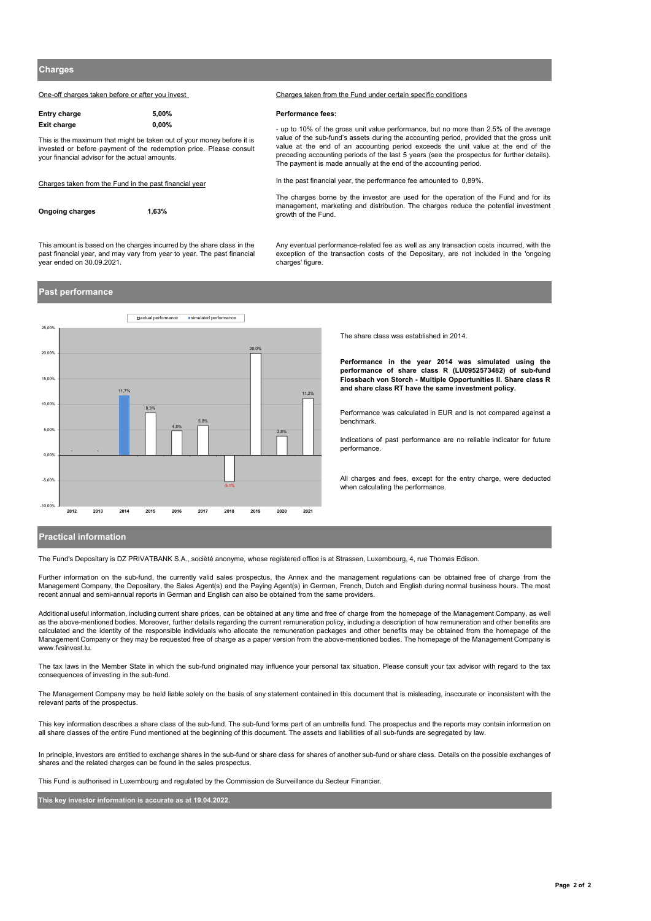## Charges

One-off charges taken before or after you invest

| | |
|---|---|
| **Entry charge** | **5,00%** |
| **Exit charge** | **0,00%** |

This is the maximum that might be taken out of your money before it is invested or before payment of the redemption price. Please consult your financial advisor for the actual amounts.

Charges taken from the Fund in the past financial year

| | |
|---|---|
| **Ongoing charges** | **1,63%** |

This amount is based on the charges incurred by the share class in the past financial year, and may vary from year to year. The past financial year ended on 30.09.2021.

Charges taken from the Fund under certain specific conditions

**Performance fees:**

- up to 10% of the gross unit value performance, but no more than 2.5% of the average value of the sub-fund's assets during the accounting period, provided that the gross unit value at the end of an accounting period exceeds the unit value at the end of the preceding accounting periods of the last 5 years (see the prospectus for further details). The payment is made annually at the end of the accounting period.

In the past financial year, the performance fee amounted to 0,89%.

The charges borne by the investor are used for the operation of the Fund and for its management, marketing and distribution. The charges reduce the potential investment growth of the Fund.

Any eventual performance-related fee as well as any transaction costs incurred, with the exception of the transaction costs of the Depositary, are not included in the 'ongoing charges' figure.

## Past performance

actual performance
simulated performance

25,00%
20,00%
15,00%
10,00%
5,00%
0,00%
-5,00%
-10,00%

2012 2013 2014 2015 2016 2017 2018 2019 2020 2021

- - 11,7% 8,3% 4,8% 5,8% -5,1% 20,0% 3,8% 11,2%

The share class was established in 2014.

**Performance in the year 2014 was simulated using the performance of share class R (LU0952573482) of sub-fund Flossbach von Storch - Multiple Opportunities II. Share class R and share class RT have the same investment policy.**

Performance was calculated in EUR and is not compared against a benchmark.

Indications of past performance are no reliable indicator for future performance.

All charges and fees, except for the entry charge, were deducted when calculating the performance.

## Practical information

The Fund's Depositary is DZ PRIVATBANK S.A., société anonyme, whose registered office is at Strassen, Luxembourg, 4, rue Thomas Edison.

Further information on the sub-fund, the currently valid sales prospectus, the Annex and the management regulations can be obtained free of charge from the Management Company, the Depositary, the Sales Agent(s) and the Paying Agent(s) in German, French, Dutch and English during normal business hours. The most recent annual and semi-annual reports in German and English can also be obtained from the same providers.

Additional useful information, including current share prices, can be obtained at any time and free of charge from the homepage of the Management Company, as well as the above-mentioned bodies. Moreover, further details regarding the current remuneration policy, including a description of how remuneration and other benefits are calculated and the identity of the responsible individuals who allocate the remuneration packages and other benefits may be obtained from the homepage of the Management Company or they may be requested free of charge as a paper version from the above-mentioned bodies. The homepage of the Management Company is www.fvsinvest.lu.

The tax laws in the Member State in which the sub-fund originated may influence your personal tax situation. Please consult your tax advisor with regard to the tax consequences of investing in the sub-fund.

The Management Company may be held liable solely on the basis of any statement contained in this document that is misleading, inaccurate or inconsistent with the relevant parts of the prospectus.

This key information describes a share class of the sub-fund. The sub-fund forms part of an umbrella fund. The prospectus and the reports may contain information on all share classes of the entire Fund mentioned at the beginning of this document. The assets and liabilities of all sub-funds are segregated by law.

In principle, investors are entitled to exchange shares in the sub-fund or share class for shares of another sub-fund or share class. Details on the possible exchanges of shares and the related charges can be found in the sales prospectus.

This Fund is authorised in Luxembourg and regulated by the Commission de Surveillance du Secteur Financier.

**This key investor information is accurate as at 19.04.2022.**